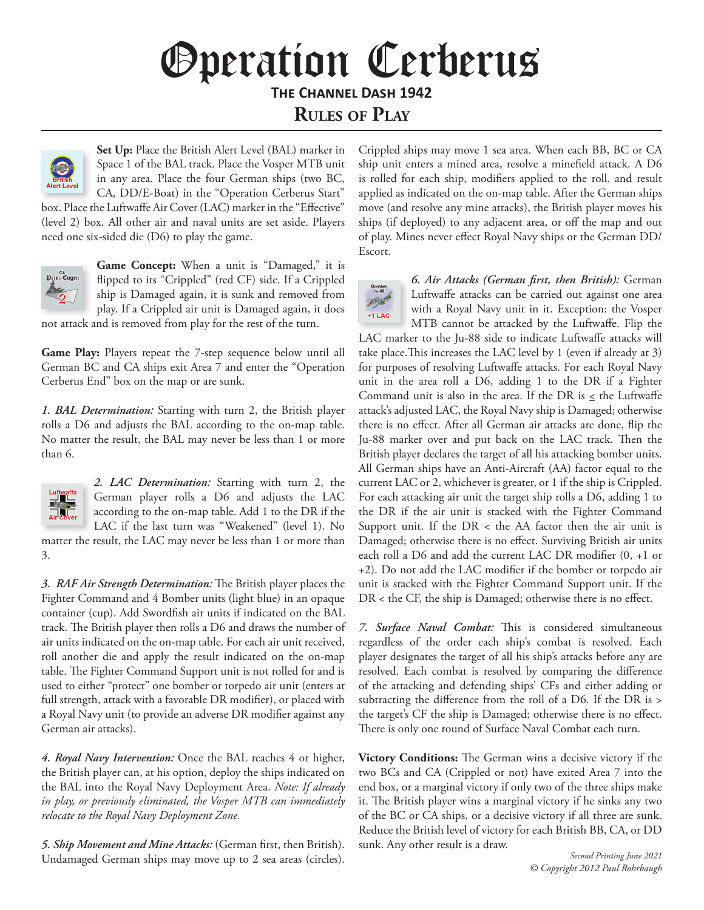# Operation Cerberus

## The Channel Dash 1942

## Rules of Play

**Set Up:** Place the British Alert Level (BAL) marker in Space 1 of the BAL track. Place the Vosper MTB unit in any area. Place the four German ships (two BC, CA, DD/E-Boat) in the "Operation Cerberus Start" box. Place the Luftwaffe Air Cover (LAC) marker in the "Effective" (level 2) box. All other air and naval units are set aside. Players need one six-sided die (D6) to play the game.

**Game Concept:** When a unit is "Damaged," it is flipped to its "Crippled" (red CF) side. If a Crippled ship is Damaged again, it is sunk and removed from play. If a Crippled air unit is Damaged again, it does not attack and is removed from play for the rest of the turn.

**Game Play:** Players repeat the 7-step sequence below until all German BC and CA ships exit Area 7 and enter the "Operation Cerberus End" box on the map or are sunk.

*1. BAL Determination:* Starting with turn 2, the British player rolls a D6 and adjusts the BAL according to the on-map table. No matter the result, the BAL may never be less than 1 or more than 6.

*2. LAC Determination:* Starting with turn 2, the German player rolls a D6 and adjusts the LAC according to the on-map table. Add 1 to the DR if the LAC if the last turn was "Weakened" (level 1). No matter the result, the LAC may never be less than 1 or more than 3.

*3. RAF Air Strength Determination:* The British player places the Fighter Command and 4 Bomber units (light blue) in an opaque container (cup). Add Swordfish air units if indicated on the BAL track. The British player then rolls a D6 and draws the number of air units indicated on the on-map table. For each air unit received, roll another die and apply the result indicated on the on-map table. The Fighter Command Support unit is not rolled for and is used to either "protect" one bomber or torpedo air unit (enters at full strength, attack with a favorable DR modifier), or placed with a Royal Navy unit (to provide an adverse DR modifier against any German air attacks).

*4. Royal Navy Intervention:* Once the BAL reaches 4 or higher, the British player can, at his option, deploy the ships indicated on the BAL into the Royal Navy Deployment Area. *Note: If already in play, or previously eliminated, the Vosper MTB can immediately relocate to the Royal Navy Deployment Zone.*

*5. Ship Movement and Mine Attacks:* (German first, then British). Undamaged German ships may move up to 2 sea areas (circles). Crippled ships may move 1 sea area. When each BB, BC or CA ship unit enters a mined area, resolve a minefield attack. A D6 is rolled for each ship, modifiers applied to the roll, and result applied as indicated on the on-map table. After the German ships move (and resolve any mine attacks), the British player moves his ships (if deployed) to any adjacent area, or off the map and out of play. Mines never effect Royal Navy ships or the German DD/Escort.

*6. Air Attacks (German first, then British):* German Luftwaffe attacks can be carried out against one area with a Royal Navy unit in it. Exception: the Vosper MTB cannot be attacked by the Luftwaffe. Flip the LAC marker to the Ju-88 side to indicate Luftwaffe attacks will take place. This increases the LAC level by 1 (even if already at 3) for purposes of resolving Luftwaffe attacks. For each Royal Navy unit in the area roll a D6, adding 1 to the DR if a Fighter Command unit is also in the area. If the DR is ≤ the Luftwaffe attack's adjusted LAC, the Royal Navy ship is Damaged; otherwise there is no effect. After all German air attacks are done, flip the Ju-88 marker over and put back on the LAC track. Then the British player declares the target of all his attacking bomber units. All German ships have an Anti-Aircraft (AA) factor equal to the current LAC or 2, whichever is greater, or 1 if the ship is Crippled. For each attacking air unit the target ship rolls a D6, adding 1 to the DR if the air unit is stacked with the Fighter Command Support unit. If the DR < the AA factor then the air unit is Damaged; otherwise there is no effect. Surviving British air units each roll a D6 and add the current LAC DR modifier (0, +1 or +2). Do not add the LAC modifier if the bomber or torpedo air unit is stacked with the Fighter Command Support unit. If the DR < the CF, the ship is Damaged; otherwise there is no effect.

*7. Surface Naval Combat:* This is considered simultaneous regardless of the order each ship's combat is resolved. Each player designates the target of all his ship's attacks before any are resolved. Each combat is resolved by comparing the difference of the attacking and defending ships' CFs and either adding or subtracting the difference from the roll of a D6. If the DR is > the target's CF the ship is Damaged; otherwise there is no effect. There is only one round of Surface Naval Combat each turn.

**Victory Conditions:** The German wins a decisive victory if the two BCs and CA (Crippled or not) have exited Area 7 into the end box, or a marginal victory if only two of the three ships make it. The British player wins a marginal victory if he sinks any two of the BC or CA ships, or a decisive victory if all three are sunk. Reduce the British level of victory for each British BB, CA, or DD sunk. Any other result is a draw.

*Second Printing June 2021*
*© Copyright 2012 Paul Rohrbaugh*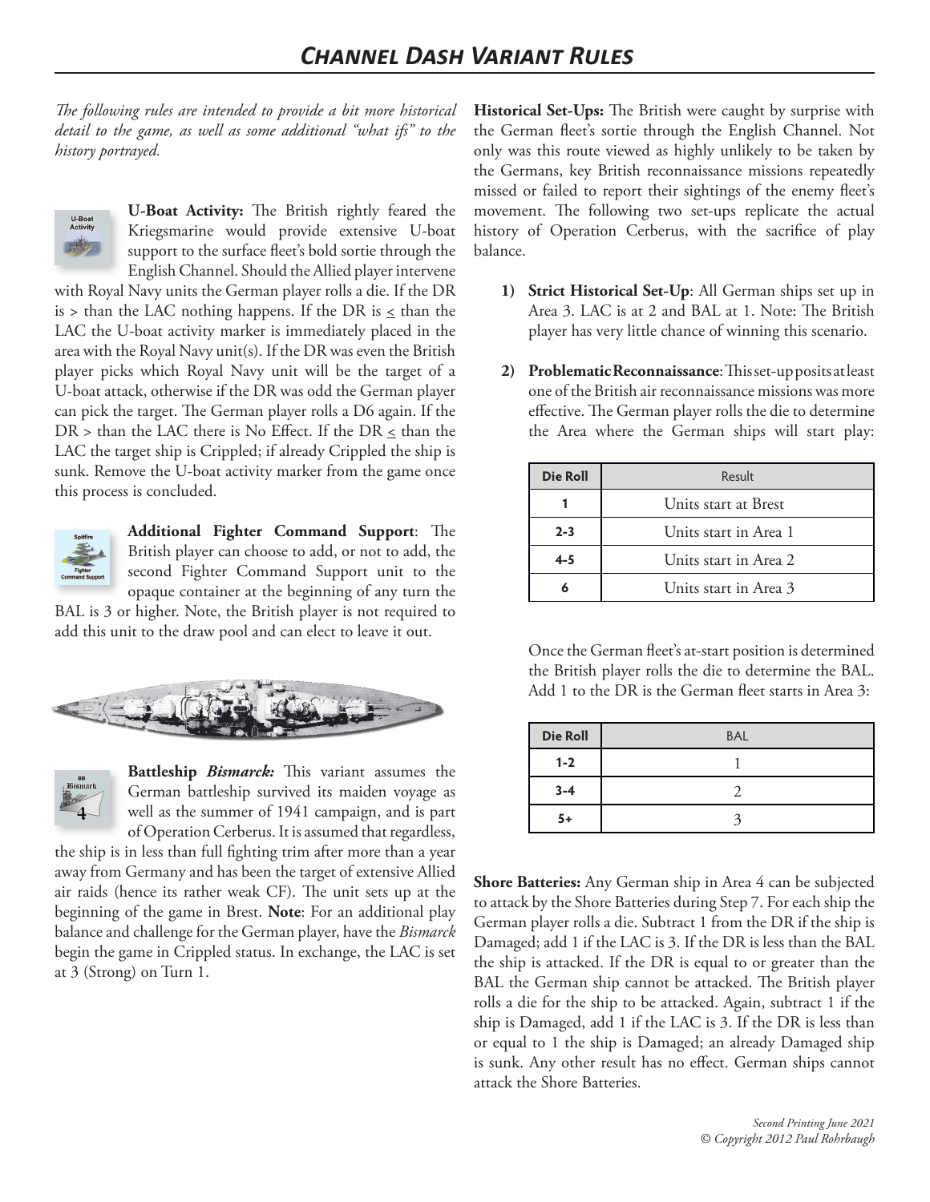# *Channel Dash Variant Rules*

*The following rules are intended to provide a bit more historical detail to the game, as well as some additional "what ifs" to the history portrayed.*

**U-Boat Activity:** The British rightly feared the Kriegsmarine would provide extensive U-boat support to the surface fleet's bold sortie through the English Channel. Should the Allied player intervene with Royal Navy units the German player rolls a die. If the DR is > than the LAC nothing happens. If the DR is ≤ than the LAC the U-boat activity marker is immediately placed in the area with the Royal Navy unit(s). If the DR was even the British player picks which Royal Navy unit will be the target of a U-boat attack, otherwise if the DR was odd the German player can pick the target. The German player rolls a D6 again. If the DR > than the LAC there is No Effect. If the DR ≤ than the LAC the target ship is Crippled; if already Crippled the ship is sunk. Remove the U-boat activity marker from the game once this process is concluded.

**Additional Fighter Command Support**: The British player can choose to add, or not to add, the second Fighter Command Support unit to the opaque container at the beginning of any turn the BAL is 3 or higher. Note, the British player is not required to add this unit to the draw pool and can elect to leave it out.

**Battleship *Bismarck:*** This variant assumes the German battleship survived its maiden voyage as well as the summer of 1941 campaign, and is part of Operation Cerberus. It is assumed that regardless, the ship is in less than full fighting trim after more than a year away from Germany and has been the target of extensive Allied air raids (hence its rather weak CF). The unit sets up at the beginning of the game in Brest. **Note**: For an additional play balance and challenge for the German player, have the *Bismarck* begin the game in Crippled status. In exchange, the LAC is set at 3 (Strong) on Turn 1.

**Historical Set-Ups:** The British were caught by surprise with the German fleet's sortie through the English Channel. Not only was this route viewed as highly unlikely to be taken by the Germans, key British reconnaissance missions repeatedly missed or failed to report their sightings of the enemy fleet's movement. The following two set-ups replicate the actual history of Operation Cerberus, with the sacrifice of play balance.

1) **Strict Historical Set-Up**: All German ships set up in Area 3. LAC is at 2 and BAL at 1. Note: The British player has very little chance of winning this scenario.

2) **Problematic Reconnaissance**: This set-up posits at least one of the British air reconnaissance missions was more effective. The German player rolls the die to determine the Area where the German ships will start play:

| Die Roll | Result |
|---|---|
| 1 | Units start at Brest |
| 2-3 | Units start in Area 1 |
| 4-5 | Units start in Area 2 |
| 6 | Units start in Area 3 |

Once the German fleet's at-start position is determined the British player rolls the die to determine the BAL. Add 1 to the DR is the German fleet starts in Area 3:

| Die Roll | BAL |
|---|---|
| 1-2 | 1 |
| 3-4 | 2 |
| 5+ | 3 |

**Shore Batteries:** Any German ship in Area 4 can be subjected to attack by the Shore Batteries during Step 7. For each ship the German player rolls a die. Subtract 1 from the DR if the ship is Damaged; add 1 if the LAC is 3. If the DR is less than the BAL the ship is attacked. If the DR is equal to or greater than the BAL the German ship cannot be attacked. The British player rolls a die for the ship to be attacked. Again, subtract 1 if the ship is Damaged, add 1 if the LAC is 3. If the DR is less than or equal to 1 the ship is Damaged; an already Damaged ship is sunk. Any other result has no effect. German ships cannot attack the Shore Batteries.

*Second Printing June 2021*
*© Copyright 2012 Paul Rohrbaugh*